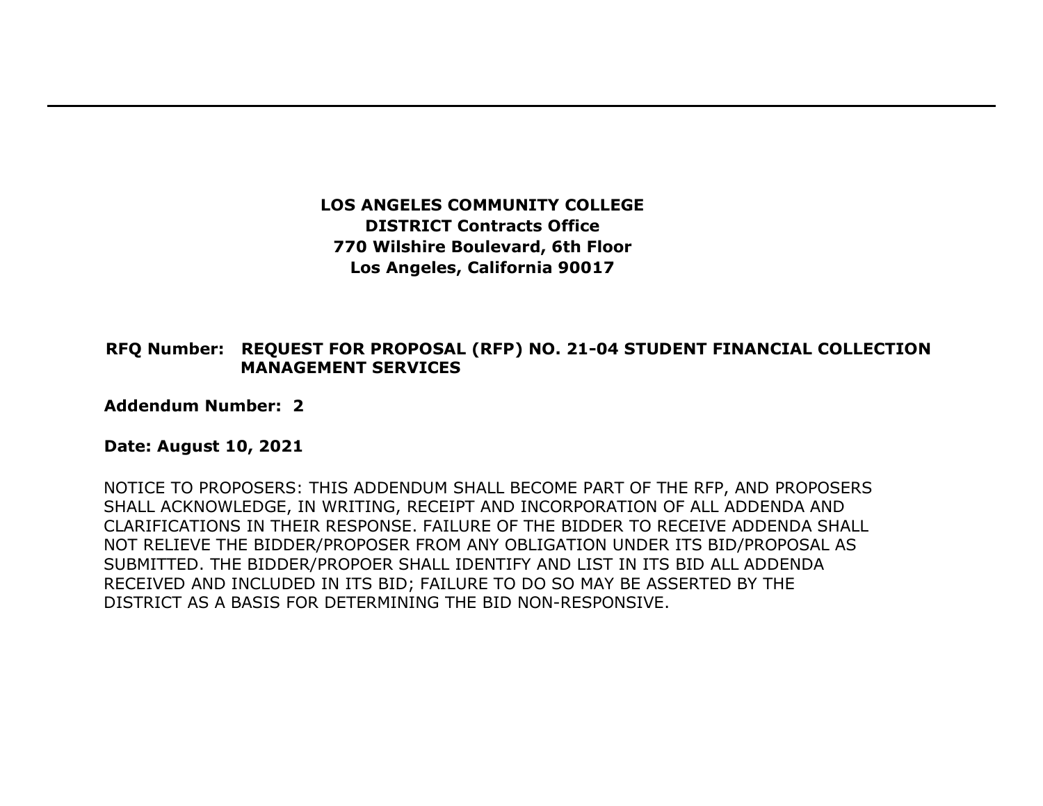**LOS ANGELES COMMUNITY COLLEGE**
**DISTRICT Contracts Office**
**770 Wilshire Boulevard, 6th Floor**
**Los Angeles, California 90017**

**RFQ Number: REQUEST FOR PROPOSAL (RFP) NO. 21-04 STUDENT FINANCIAL COLLECTION MANAGEMENT SERVICES**

**Addendum Number: 2**

**Date: August 10, 2021**

NOTICE TO PROPOSERS: THIS ADDENDUM SHALL BECOME PART OF THE RFP, AND PROPOSERS SHALL ACKNOWLEDGE, IN WRITING, RECEIPT AND INCORPORATION OF ALL ADDENDA AND CLARIFICATIONS IN THEIR RESPONSE. FAILURE OF THE BIDDER TO RECEIVE ADDENDA SHALL NOT RELIEVE THE BIDDER/PROPOSER FROM ANY OBLIGATION UNDER ITS BID/PROPOSAL AS SUBMITTED. THE BIDDER/PROPOER SHALL IDENTIFY AND LIST IN ITS BID ALL ADDENDA RECEIVED AND INCLUDED IN ITS BID; FAILURE TO DO SO MAY BE ASSERTED BY THE DISTRICT AS A BASIS FOR DETERMINING THE BID NON-RESPONSIVE.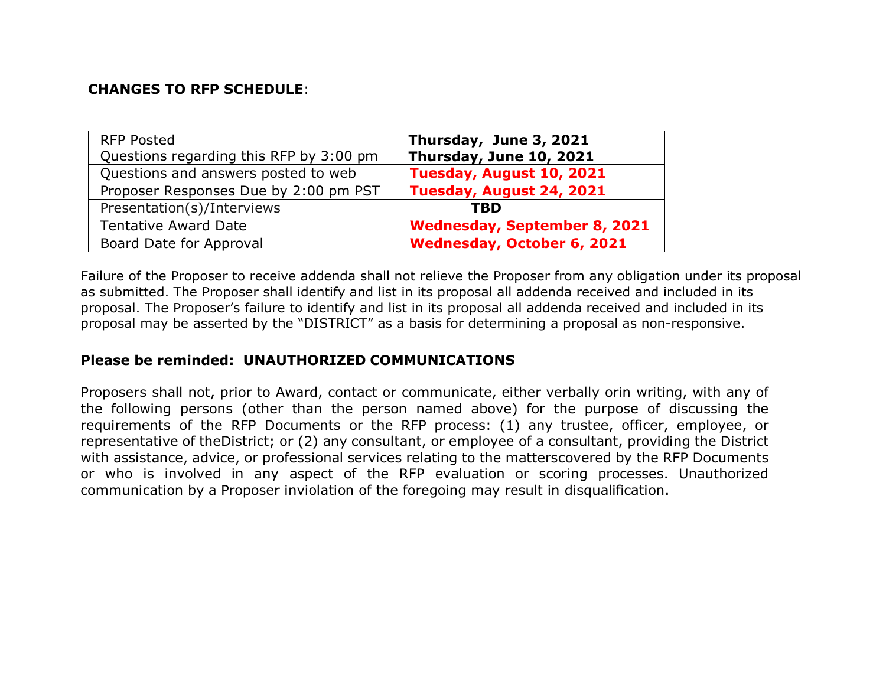**CHANGES TO RFP SCHEDULE**:

| | |
|---|---|
| RFP Posted | **Thursday, June 3, 2021** |
| Questions regarding this RFP by 3:00 pm | **Thursday, June 10, 2021** |
| Questions and answers posted to web | **Tuesday, August 10, 2021** |
| Proposer Responses Due by 2:00 pm PST | **Tuesday, August 24, 2021** |
| Presentation(s)/Interviews | **TBD** |
| Tentative Award Date | **Wednesday, September 8, 2021** |
| Board Date for Approval | **Wednesday, October 6, 2021** |

Failure of the Proposer to receive addenda shall not relieve the Proposer from any obligation under its proposal as submitted. The Proposer shall identify and list in its proposal all addenda received and included in its proposal. The Proposer's failure to identify and list in its proposal all addenda received and included in its proposal may be asserted by the "DISTRICT" as a basis for determining a proposal as non-responsive.

**Please be reminded: UNAUTHORIZED COMMUNICATIONS**

Proposers shall not, prior to Award, contact or communicate, either verbally orin writing, with any of the following persons (other than the person named above) for the purpose of discussing the requirements of the RFP Documents or the RFP process: (1) any trustee, officer, employee, or representative of theDistrict; or (2) any consultant, or employee of a consultant, providing the District with assistance, advice, or professional services relating to the matterscovered by the RFP Documents or who is involved in any aspect of the RFP evaluation or scoring processes. Unauthorized communication by a Proposer inviolation of the foregoing may result in disqualification.